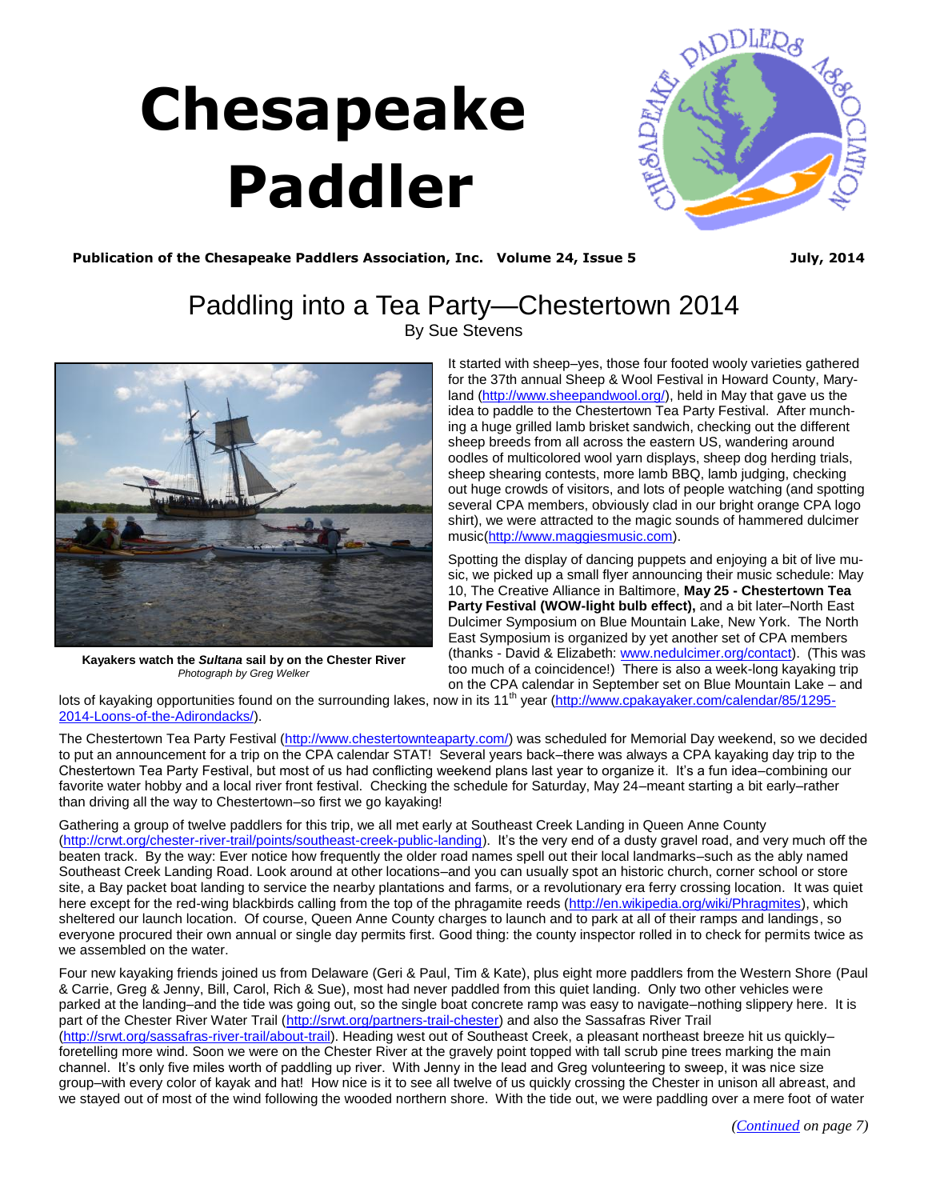# Chesapeake Paddler

**Publication of the Chesapeake Paddlers Association, Inc. Volume 24, Issue 5 July, 2014**

## Paddling into a Tea Party—Chestertown 2014

By Sue Stevens

**Kayakers watch the *Sultana* sail by on the Chester River**
*Photograph by Greg Welker*

It started with sheep–yes, those four footed wooly varieties gathered for the 37th annual Sheep & Wool Festival in Howard County, Maryland (http://www.sheepandwool.org/), held in May that gave us the idea to paddle to the Chestertown Tea Party Festival. After munching a huge grilled lamb brisket sandwich, checking out the different sheep breeds from all across the eastern US, wandering around oodles of multicolored wool yarn displays, sheep dog herding trials, sheep shearing contests, more lamb BBQ, lamb judging, checking out huge crowds of visitors, and lots of people watching (and spotting several CPA members, obviously clad in our bright orange CPA logo shirt), we were attracted to the magic sounds of hammered dulcimer music(http://www.maggiesmusic.com).

Spotting the display of dancing puppets and enjoying a bit of live music, we picked up a small flyer announcing their music schedule: May 10, The Creative Alliance in Baltimore, **May 25 - Chestertown Tea Party Festival (WOW-light bulb effect),** and a bit later–North East Dulcimer Symposium on Blue Mountain Lake, New York. The North East Symposium is organized by yet another set of CPA members (thanks - David & Elizabeth: www.nedulcimer.org/contact). (This was too much of a coincidence!) There is also a week-long kayaking trip on the CPA calendar in September set on Blue Mountain Lake – and lots of kayaking opportunities found on the surrounding lakes, now in its 11th year (http://www.cpakayaker.com/calendar/85/1295-2014-Loons-of-the-Adirondacks/).

The Chestertown Tea Party Festival (http://www.chestertownteaparty.com/) was scheduled for Memorial Day weekend, so we decided to put an announcement for a trip on the CPA calendar STAT! Several years back–there was always a CPA kayaking day trip to the Chestertown Tea Party Festival, but most of us had conflicting weekend plans last year to organize it. It's a fun idea–combining our favorite water hobby and a local river front festival. Checking the schedule for Saturday, May 24–meant starting a bit early–rather than driving all the way to Chestertown–so first we go kayaking!

Gathering a group of twelve paddlers for this trip, we all met early at Southeast Creek Landing in Queen Anne County (http://crwt.org/chester-river-trail/points/southeast-creek-public-landing). It's the very end of a dusty gravel road, and very much off the beaten track. By the way: Ever notice how frequently the older road names spell out their local landmarks–such as the ably named Southeast Creek Landing Road. Look around at other locations–and you can usually spot an historic church, corner school or store site, a Bay packet boat landing to service the nearby plantations and farms, or a revolutionary era ferry crossing location. It was quiet here except for the red-wing blackbirds calling from the top of the phragamite reeds (http://en.wikipedia.org/wiki/Phragmites), which sheltered our launch location. Of course, Queen Anne County charges to launch and to park at all of their ramps and landings, so everyone procured their own annual or single day permits first. Good thing: the county inspector rolled in to check for permits twice as we assembled on the water.

Four new kayaking friends joined us from Delaware (Geri & Paul, Tim & Kate), plus eight more paddlers from the Western Shore (Paul & Carrie, Greg & Jenny, Bill, Carol, Rich & Sue), most had never paddled from this quiet landing. Only two other vehicles were parked at the landing–and the tide was going out, so the single boat concrete ramp was easy to navigate–nothing slippery here. It is part of the Chester River Water Trail (http://srwt.org/partners-trail-chester) and also the Sassafras River Trail (http://srwt.org/sassafras-river-trail/about-trail). Heading west out of Southeast Creek, a pleasant northeast breeze hit us quickly–foretelling more wind. Soon we were on the Chester River at the gravely point topped with tall scrub pine trees marking the main channel. It's only five miles worth of paddling up river. With Jenny in the lead and Greg volunteering to sweep, it was nice size group–with every color of kayak and hat! How nice is it to see all twelve of us quickly crossing the Chester in unison all abreast, and we stayed out of most of the wind following the wooded northern shore. With the tide out, we were paddling over a mere foot of water

*(Continued on page 7)*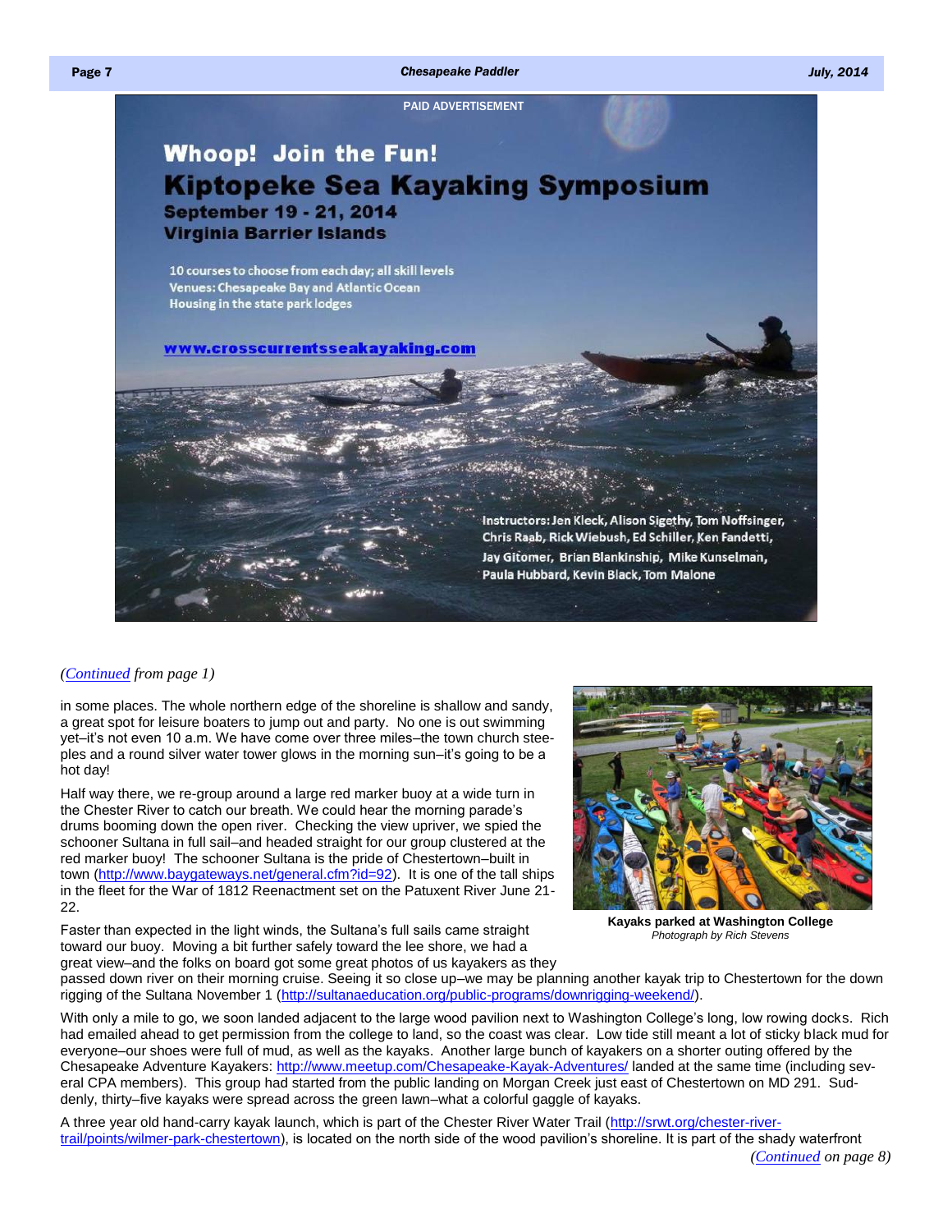PAID ADVERTISEMENT

**Whoop! Join the Fun!**

# Kiptopeke Sea Kayaking Symposium

**September 19 - 21, 2014**

**Virginia Barrier Islands**

10 courses to choose from each day; all skill levels
Venues: Chesapeake Bay and Atlantic Ocean
Housing in the state park lodges

www.crosscurrentsseakayaking.com

Instructors: Jen Kleck, Alison Sigethy, Tom Noffsinger, Chris Raab, Rick Wiebush, Ed Schiller, Ken Fandetti, Jay Gitomer, Brian Blankinship, Mike Kunselman, Paula Hubbard, Kevin Black, Tom Malone

*(Continued from page 1)*

in some places. The whole northern edge of the shoreline is shallow and sandy, a great spot for leisure boaters to jump out and party. No one is out swimming yet–it's not even 10 a.m. We have come over three miles–the town church steeples and a round silver water tower glows in the morning sun–it's going to be a hot day!

Half way there, we re-group around a large red marker buoy at a wide turn in the Chester River to catch our breath. We could hear the morning parade's drums booming down the open river. Checking the view upriver, we spied the schooner Sultana in full sail–and headed straight for our group clustered at the red marker buoy! The schooner Sultana is the pride of Chestertown–built in town (http://www.baygateways.net/general.cfm?id=92). It is one of the tall ships in the fleet for the War of 1812 Reenactment set on the Patuxent River June 21-22.

**Kayaks parked at Washington College**
*Photograph by Rich Stevens*

Faster than expected in the light winds, the Sultana's full sails came straight toward our buoy. Moving a bit further safely toward the lee shore, we had a great view–and the folks on board got some great photos of us kayakers as they passed down river on their morning cruise. Seeing it so close up–we may be planning another kayak trip to Chestertown for the down rigging of the Sultana November 1 (http://sultanaeducation.org/public-programs/downrigging-weekend/).

With only a mile to go, we soon landed adjacent to the large wood pavilion next to Washington College's long, low rowing docks. Rich had emailed ahead to get permission from the college to land, so the coast was clear. Low tide still meant a lot of sticky black mud for everyone–our shoes were full of mud, as well as the kayaks. Another large bunch of kayakers on a shorter outing offered by the Chesapeake Adventure Kayakers: http://www.meetup.com/Chesapeake-Kayak-Adventures/ landed at the same time (including several CPA members). This group had started from the public landing on Morgan Creek just east of Chestertown on MD 291. Suddenly, thirty–five kayaks were spread across the green lawn–what a colorful gaggle of kayaks.

A three year old hand-carry kayak launch, which is part of the Chester River Water Trail (http://srwt.org/chester-river-trail/points/wilmer-park-chestertown), is located on the north side of the wood pavilion's shoreline. It is part of the shady waterfront

*(Continued on page 8)*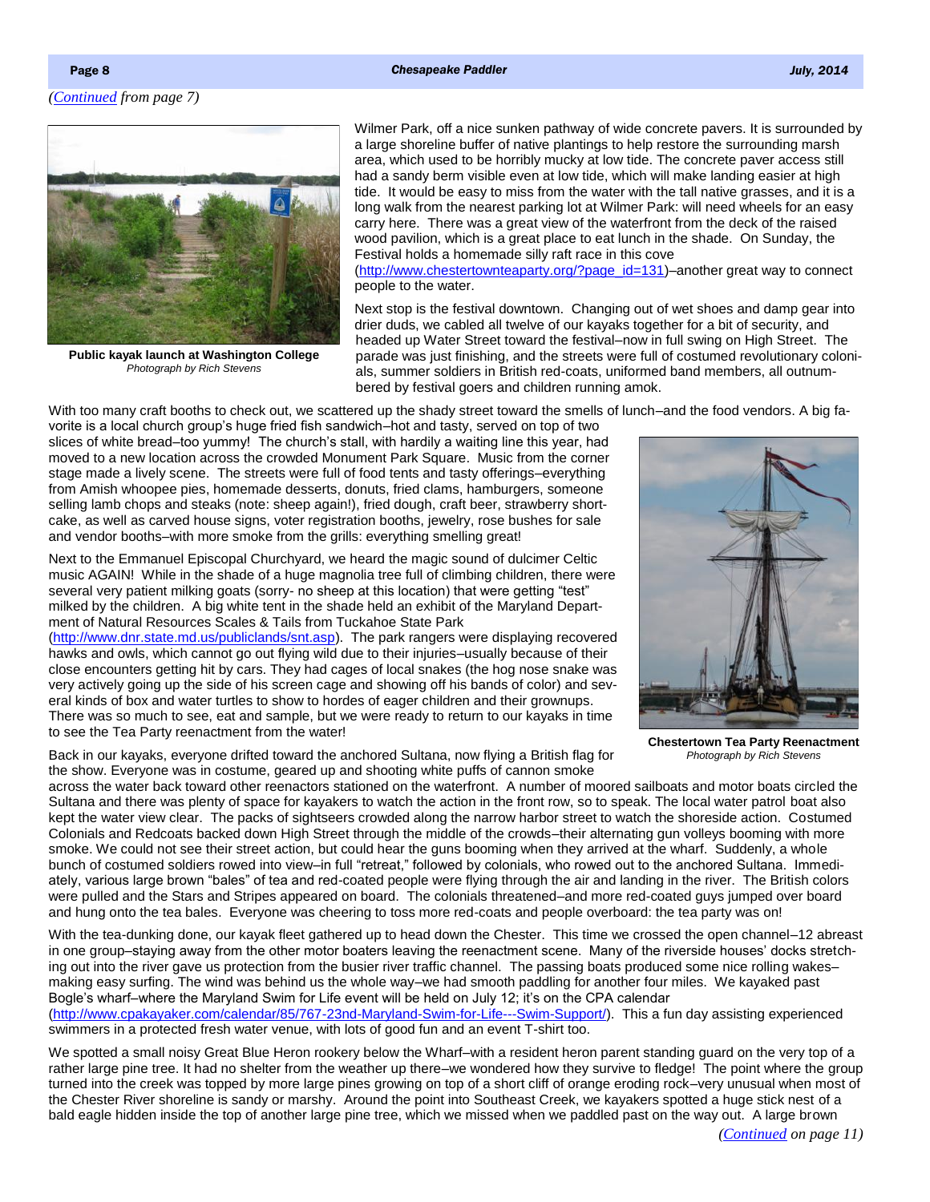*(Continued from page 7)*

Public kayak launch at Washington College
*Photograph by Rich Stevens*

Wilmer Park, off a nice sunken pathway of wide concrete pavers. It is surrounded by a large shoreline buffer of native plantings to help restore the surrounding marsh area, which used to be horribly mucky at low tide. The concrete paver access still had a sandy berm visible even at low tide, which will make landing easier at high tide. It would be easy to miss from the water with the tall native grasses, and it is a long walk from the nearest parking lot at Wilmer Park: will need wheels for an easy carry here. There was a great view of the waterfront from the deck of the raised wood pavilion, which is a great place to eat lunch in the shade. On Sunday, the Festival holds a homemade silly raft race in this cove (http://www.chestertownteaparty.org/?page_id=131)–another great way to connect people to the water.

Next stop is the festival downtown. Changing out of wet shoes and damp gear into drier duds, we cabled all twelve of our kayaks together for a bit of security, and headed up Water Street toward the festival–now in full swing on High Street. The parade was just finishing, and the streets were full of costumed revolutionary colonials, summer soldiers in British red-coats, uniformed band members, all outnumbered by festival goers and children running amok.

With too many craft booths to check out, we scattered up the shady street toward the smells of lunch–and the food vendors. A big favorite is a local church group's huge fried fish sandwich–hot and tasty, served on top of two slices of white bread–too yummy! The church's stall, with hardily a waiting line this year, had moved to a new location across the crowded Monument Park Square. Music from the corner stage made a lively scene. The streets were full of food tents and tasty offerings–everything from Amish whoopee pies, homemade desserts, donuts, fried clams, hamburgers, someone selling lamb chops and steaks (note: sheep again!), fried dough, craft beer, strawberry shortcake, as well as carved house signs, voter registration booths, jewelry, rose bushes for sale and vendor booths–with more smoke from the grills: everything smelling great!

Next to the Emmanuel Episcopal Churchyard, we heard the magic sound of dulcimer Celtic music AGAIN! While in the shade of a huge magnolia tree full of climbing children, there were several very patient milking goats (sorry- no sheep at this location) that were getting "test" milked by the children. A big white tent in the shade held an exhibit of the Maryland Department of Natural Resources Scales & Tails from Tuckahoe State Park (http://www.dnr.state.md.us/publiclands/snt.asp). The park rangers were displaying recovered hawks and owls, which cannot go out flying wild due to their injuries–usually because of their close encounters getting hit by cars. They had cages of local snakes (the hog nose snake was very actively going up the side of his screen cage and showing off his bands of color) and several kinds of box and water turtles to show to hordes of eager children and their grownups. There was so much to see, eat and sample, but we were ready to return to our kayaks in time to see the Tea Party reenactment from the water!

Chestertown Tea Party Reenactment
*Photograph by Rich Stevens*

Back in our kayaks, everyone drifted toward the anchored Sultana, now flying a British flag for the show. Everyone was in costume, geared up and shooting white puffs of cannon smoke across the water back toward other reenactors stationed on the waterfront. A number of moored sailboats and motor boats circled the Sultana and there was plenty of space for kayakers to watch the action in the front row, so to speak. The local water patrol boat also kept the water view clear. The packs of sightseers crowded along the narrow harbor street to watch the shoreside action. Costumed Colonials and Redcoats backed down High Street through the middle of the crowds–their alternating gun volleys booming with more smoke. We could not see their street action, but could hear the guns booming when they arrived at the wharf. Suddenly, a whole bunch of costumed soldiers rowed into view–in full "retreat," followed by colonials, who rowed out to the anchored Sultana. Immediately, various large brown "bales" of tea and red-coated people were flying through the air and landing in the river. The British colors were pulled and the Stars and Stripes appeared on board. The colonials threatened–and more red-coated guys jumped over board and hung onto the tea bales. Everyone was cheering to toss more red-coats and people overboard: the tea party was on!

With the tea-dunking done, our kayak fleet gathered up to head down the Chester. This time we crossed the open channel–12 abreast in one group–staying away from the other motor boaters leaving the reenactment scene. Many of the riverside houses' docks stretching out into the river gave us protection from the busier river traffic channel. The passing boats produced some nice rolling wakes–making easy surfing. The wind was behind us the whole way–we had smooth paddling for another four miles. We kayaked past Bogle's wharf–where the Maryland Swim for Life event will be held on July 12; it's on the CPA calendar (http://www.cpakayaker.com/calendar/85/767-23nd-Maryland-Swim-for-Life---Swim-Support/). This a fun day assisting experienced swimmers in a protected fresh water venue, with lots of good fun and an event T-shirt too.

We spotted a small noisy Great Blue Heron rookery below the Wharf–with a resident heron parent standing guard on the very top of a rather large pine tree. It had no shelter from the weather up there–we wondered how they survive to fledge! The point where the group turned into the creek was topped by more large pines growing on top of a short cliff of orange eroding rock–very unusual when most of the Chester River shoreline is sandy or marshy. Around the point into Southeast Creek, we kayakers spotted a huge stick nest of a bald eagle hidden inside the top of another large pine tree, which we missed when we paddled past on the way out. A large brown

*(Continued on page 11)*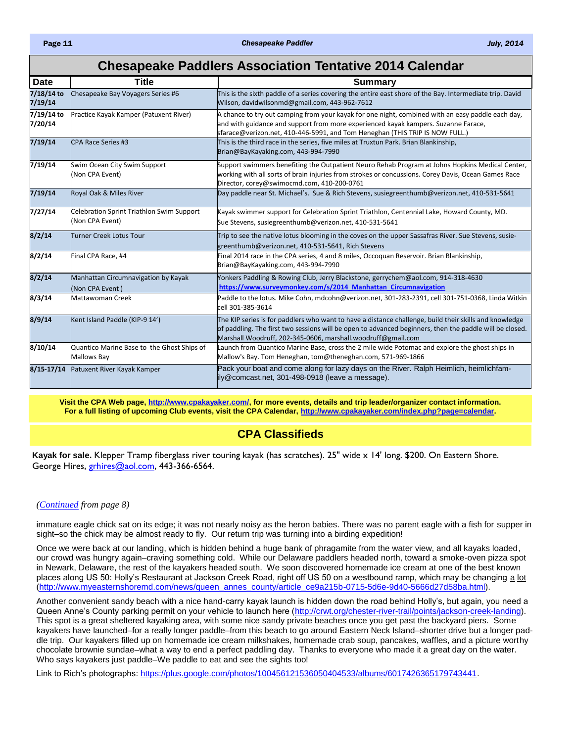# Chesapeake Paddlers Association Tentative 2014 Calendar

| Date | Title | Summary |
|---|---|---|
| 7/18/14 to 7/19/14 | Chesapeake Bay Voyagers Series #6 | This is the sixth paddle of a series covering the entire east shore of the Bay. Intermediate trip. David Wilson, davidwilsonmd@gmail.com, 443-962-7612 |
| 7/19/14 to 7/20/14 | Practice Kayak Kamper (Patuxent River) | A chance to try out camping from your kayak for one night, combined with an easy paddle each day, and with guidance and support from more experienced kayak kampers. Suzanne Farace, sfarace@verizon.net, 410-446-5991, and Tom Heneghan (THIS TRIP IS NOW FULL.) |
| 7/19/14 | CPA Race Series #3 | This is the third race in the series, five miles at Truxtun Park. Brian Blankinship, Brian@BayKayaking.com, 443-994-7990 |
| 7/19/14 | Swim Ocean City Swim Support (Non CPA Event) | Support swimmers benefiting the Outpatient Neuro Rehab Program at Johns Hopkins Medical Center, working with all sorts of brain injuries from strokes or concussions. Corey Davis, Ocean Games Race Director, corey@swimocmd.com, 410-200-0761 |
| 7/19/14 | Royal Oak & Miles River | Day paddle near St. Michael's. Sue & Rich Stevens, susiegreenthumb@verizon.net, 410-531-5641 |
| 7/27/14 | Celebration Sprint Triathlon Swim Support (Non CPA Event) | Kayak swimmer support for Celebration Sprint Triathlon, Centennial Lake, Howard County, MD. Sue Stevens, susiegreenthumb@verizon.net, 410-531-5641 |
| 8/2/14 | Turner Creek Lotus Tour | Trip to see the native lotus blooming in the coves on the upper Sassafras River. Sue Stevens, susie-greenthumb@verizon.net, 410-531-5641, Rich Stevens |
| 8/2/14 | Final CPA Race, #4 | Final 2014 race in the CPA series, 4 and 8 miles, Occoquan Reservoir. Brian Blankinship, Brian@BayKayaking.com, 443-994-7990 |
| 8/2/14 | Manhattan Circumnavigation by Kayak (Non CPA Event ) | Yonkers Paddling & Rowing Club, Jerry Blackstone, gerrychem@aol.com, 914-318-4630 **https://www.surveymonkey.com/s/2014_Manhattan_Circumnavigation** |
| 8/3/14 | Mattawoman Creek | Paddle to the lotus. Mike Cohn, mdcohn@verizon.net, 301-283-2391, cell 301-751-0368, Linda Witkin cell 301-385-3614 |
| 8/9/14 | Kent Island Paddle (KIP-9 14') | The KIP series is for paddlers who want to have a distance challenge, build their skills and knowledge of paddling. The first two sessions will be open to advanced beginners, then the paddle will be closed. Marshall Woodruff, 202-345-0606, marshall.woodruff@gmail.com |
| 8/10/14 | Quantico Marine Base to the Ghost Ships of Mallows Bay | Launch from Quantico Marine Base, cross the 2 mile wide Potomac and explore the ghost ships in Mallow's Bay. Tom Heneghan, tom@theneghan.com, 571-969-1866 |
| 8/15-17/14 | Patuxent River Kayak Kamper | Pack your boat and come along for lazy days on the River. Ralph Heimlich, heimlichfamily@comcast.net, 301-498-0918 (leave a message). |

**Visit the CPA Web page, http://www.cpakayaker.com/, for more events, details and trip leader/organizer contact information. For a full listing of upcoming Club events, visit the CPA Calendar, http://www.cpakayaker.com/index.php?page=calendar.**

## CPA Classifieds

**Kayak for sale.** Klepper Tramp fiberglass river touring kayak (has scratches). 25" wide x 14' long. $200. On Eastern Shore. George Hires, grhires@aol.com, 443-366-6564.

*(Continued from page 8)*

immature eagle chick sat on its edge; it was not nearly noisy as the heron babies. There was no parent eagle with a fish for supper in sight–so the chick may be almost ready to fly. Our return trip was turning into a birding expedition!

Once we were back at our landing, which is hidden behind a huge bank of phragamite from the water view, and all kayaks loaded, our crowd was hungry again–craving something cold. While our Delaware paddlers headed north, toward a smoke-oven pizza spot in Newark, Delaware, the rest of the kayakers headed south. We soon discovered homemade ice cream at one of the best known places along US 50: Holly's Restaurant at Jackson Creek Road, right off US 50 on a westbound ramp, which may be changing a lot (http://www.myeasternshoremd.com/news/queen_annes_county/article_ce9a215b-0715-5d6e-9d40-5666d27d58ba.html).

Another convenient sandy beach with a nice hand-carry kayak launch is hidden down the road behind Holly's, but again, you need a Queen Anne's County parking permit on your vehicle to launch here (http://crwt.org/chester-river-trail/points/jackson-creek-landing). This spot is a great sheltered kayaking area, with some nice sandy private beaches once you get past the backyard piers. Some kayakers have launched–for a really longer paddle–from this beach to go around Eastern Neck Island–shorter drive but a longer paddle trip. Our kayakers filled up on homemade ice cream milkshakes, homemade crab soup, pancakes, waffles, and a picture worthy chocolate brownie sundae–what a way to end a perfect paddling day. Thanks to everyone who made it a great day on the water. Who says kayakers just paddle–We paddle to eat and see the sights too!

Link to Rich's photographs: https://plus.google.com/photos/100456121536050404533/albums/6017426365179743441.